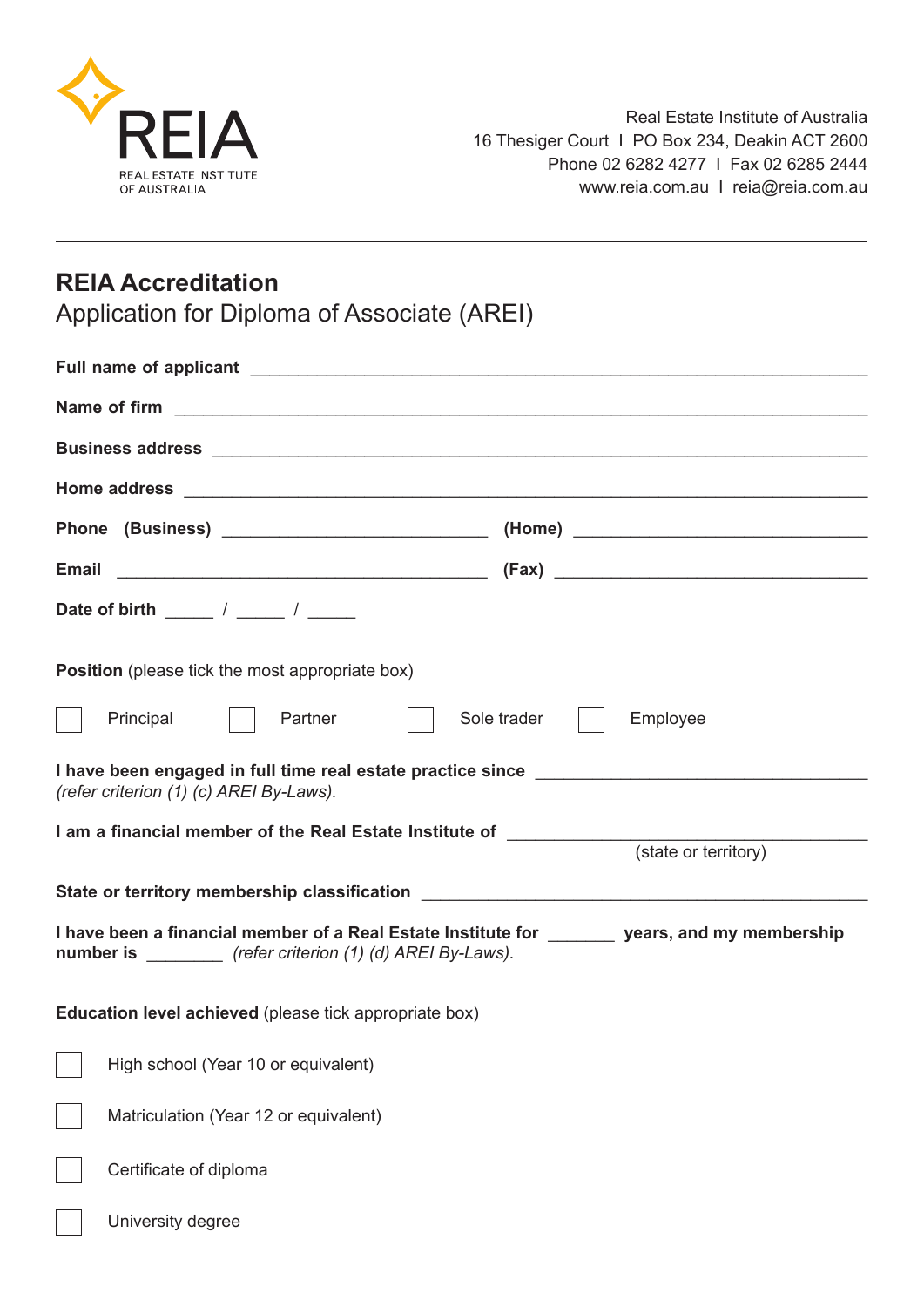REIA
REAL ESTATE INSTITUTE OF AUSTRALIA

Real Estate Institute of Australia
16 Thesiger Court I PO Box 234, Deakin ACT 2600
Phone 02 6282 4277 I Fax 02 6285 2444
www.reia.com.au I reia@reia.com.au

---

# REIA Accreditation

## Application for Diploma of Associate (AREI)

**Full name of applicant** ________________________________________________

**Name of firm** ________________________________________________

**Business address** ________________________________________________

**Home address** ________________________________________________

**Phone (Business)** ____________________ **(Home)** ____________________

**Email** ____________________ **(Fax)** ____________________

**Date of birth** _____ / _____ / _____

**Position** (please tick the most appropriate box)

☐ Principal ☐ Partner ☐ Sole trader ☐ Employee

**I have been engaged in full time real estate practice since** ____________________
*(refer criterion (1) (c) AREI By-Laws).*

**I am a financial member of the Real Estate Institute of** ____________________
(state or territory)

**State or territory membership classification** ____________________

**I have been a financial member of a Real Estate Institute for** _______ **years, and my membership number is** ________ *(refer criterion (1) (d) AREI By-Laws).*

**Education level achieved** (please tick appropriate box)

☐ High school (Year 10 or equivalent)

☐ Matriculation (Year 12 or equivalent)

☐ Certificate of diploma

☐ University degree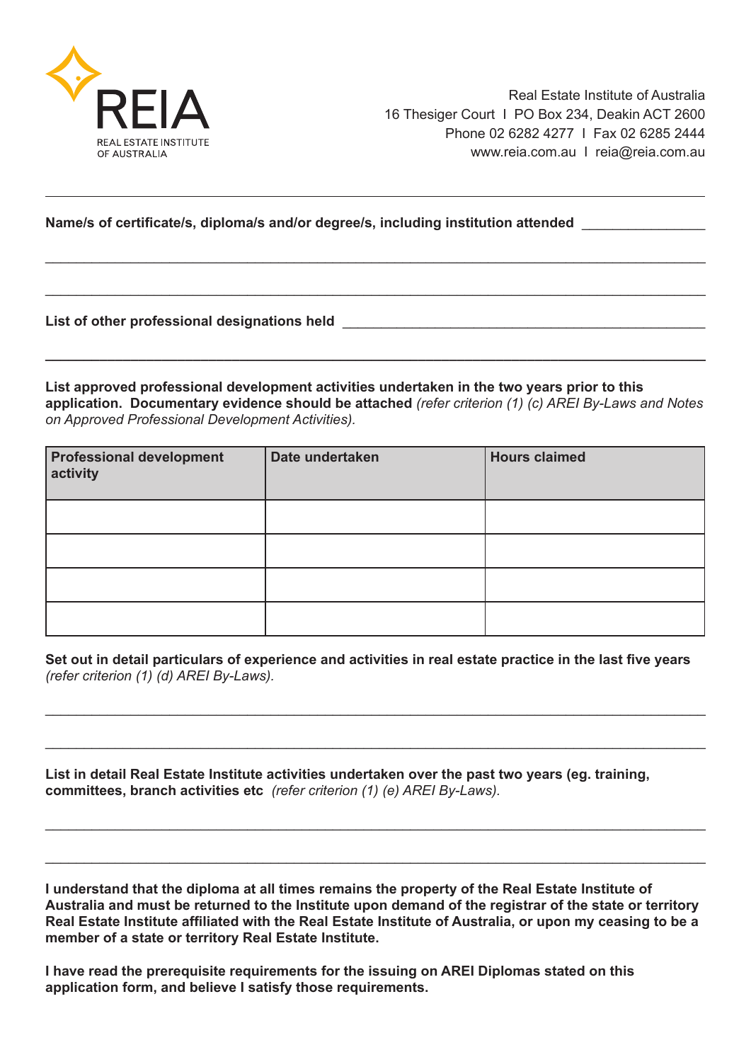REIA

REAL ESTATE INSTITUTE OF AUSTRALIA

Real Estate Institute of Australia
16 Thesiger Court I PO Box 234, Deakin ACT 2600
Phone 02 6282 4277 I Fax 02 6285 2444
www.reia.com.au I reia@reia.com.au

---

**Name/s of certificate/s, diploma/s and/or degree/s, including institution attended** ________________

________________________________________________________________________________

________________________________________________________________________________

**List of other professional designations held** ________________________________________________

________________________________________________________________________________

**List approved professional development activities undertaken in the two years prior to this application. Documentary evidence should be attached** *(refer criterion (1) (c) AREI By-Laws and Notes on Approved Professional Development Activities).*

| Professional development activity | Date undertaken | Hours claimed |
|---|---|---|
| | | |
| | | |
| | | |
| | | |

**Set out in detail particulars of experience and activities in real estate practice in the last five years** *(refer criterion (1) (d) AREI By-Laws).*

________________________________________________________________________________

________________________________________________________________________________

**List in detail Real Estate Institute activities undertaken over the past two years (eg. training, committees, branch activities etc** *(refer criterion (1) (e) AREI By-Laws).*

________________________________________________________________________________

________________________________________________________________________________

**I understand that the diploma at all times remains the property of the Real Estate Institute of Australia and must be returned to the Institute upon demand of the registrar of the state or territory Real Estate Institute affiliated with the Real Estate Institute of Australia, or upon my ceasing to be a member of a state or territory Real Estate Institute.**

**I have read the prerequisite requirements for the issuing on AREI Diplomas stated on this application form, and believe I satisfy those requirements.**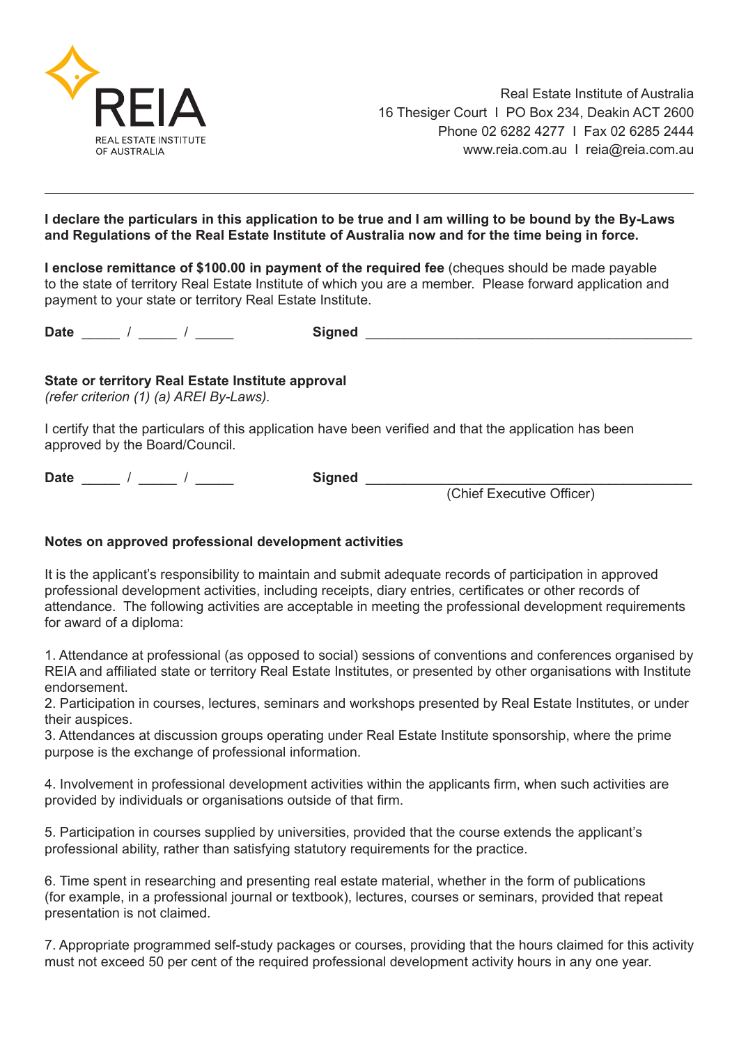REIA

REAL ESTATE INSTITUTE OF AUSTRALIA

Real Estate Institute of Australia
16 Thesiger Court I PO Box 234, Deakin ACT 2600
Phone 02 6282 4277 I Fax 02 6285 2444
www.reia.com.au I reia@reia.com.au

---

**I declare the particulars in this application to be true and I am willing to be bound by the By-Laws and Regulations of the Real Estate Institute of Australia now and for the time being in force.**

**I enclose remittance of $100.00 in payment of the required fee** (cheques should be made payable to the state of territory Real Estate Institute of which you are a member. Please forward application and payment to your state or territory Real Estate Institute.

**Date** _____ / _____ / _____ **Signed** ___________________________________________

**State or territory Real Estate Institute approval**
*(refer criterion (1) (a) AREI By-Laws).*

I certify that the particulars of this application have been verified and that the application has been approved by the Board/Council.

**Date** _____ / _____ / _____ **Signed** ___________________________________________
(Chief Executive Officer)

**Notes on approved professional development activities**

It is the applicant's responsibility to maintain and submit adequate records of participation in approved professional development activities, including receipts, diary entries, certificates or other records of attendance. The following activities are acceptable in meeting the professional development requirements for award of a diploma:

1. Attendance at professional (as opposed to social) sessions of conventions and conferences organised by REIA and affiliated state or territory Real Estate Institutes, or presented by other organisations with Institute endorsement.
2. Participation in courses, lectures, seminars and workshops presented by Real Estate Institutes, or under their auspices.
3. Attendances at discussion groups operating under Real Estate Institute sponsorship, where the prime purpose is the exchange of professional information.

4. Involvement in professional development activities within the applicants firm, when such activities are provided by individuals or organisations outside of that firm.

5. Participation in courses supplied by universities, provided that the course extends the applicant's professional ability, rather than satisfying statutory requirements for the practice.

6. Time spent in researching and presenting real estate material, whether in the form of publications (for example, in a professional journal or textbook), lectures, courses or seminars, provided that repeat presentation is not claimed.

7. Appropriate programmed self-study packages or courses, providing that the hours claimed for this activity must not exceed 50 per cent of the required professional development activity hours in any one year.